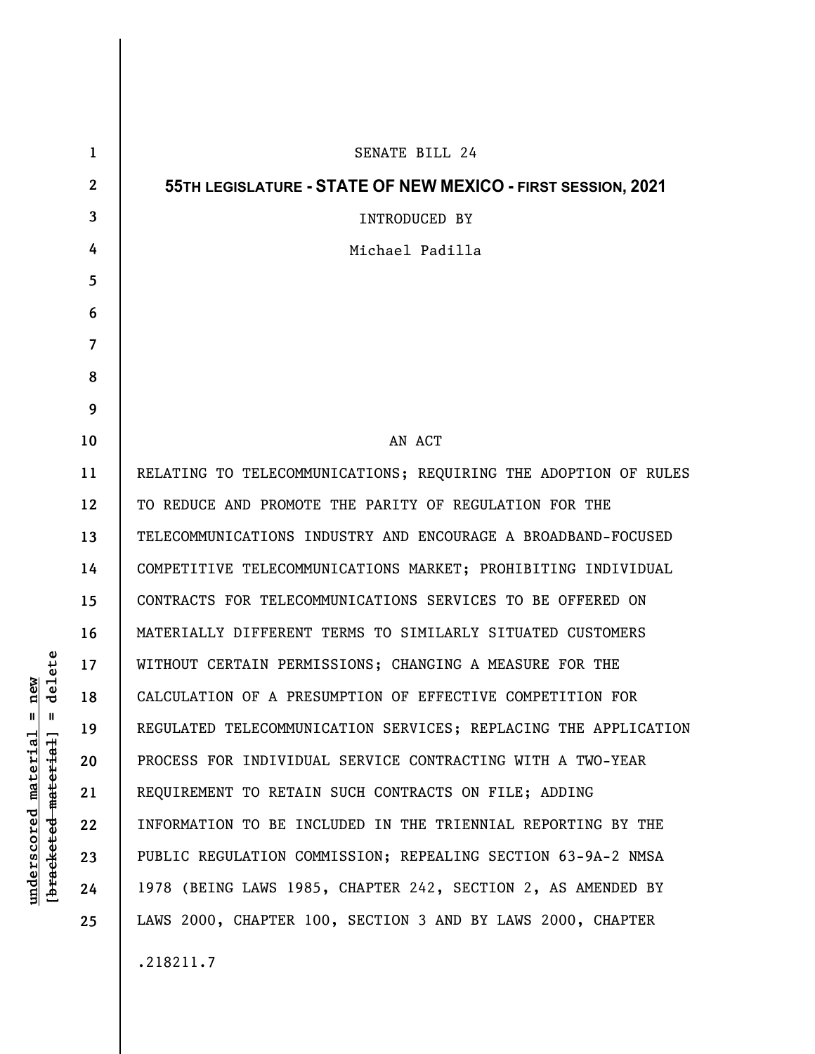SENATE BILL 24

**55TH LEGISLATURE - STATE OF NEW MEXICO - FIRST SESSION, 2021**

INTRODUCED BY

Michael Padilla

AN ACT

RELATING TO TELECOMMUNICATIONS; REQUIRING THE ADOPTION OF RULES TO REDUCE AND PROMOTE THE PARITY OF REGULATION FOR THE TELECOMMUNICATIONS INDUSTRY AND ENCOURAGE A BROADBAND-FOCUSED COMPETITIVE TELECOMMUNICATIONS MARKET; PROHIBITING INDIVIDUAL CONTRACTS FOR TELECOMMUNICATIONS SERVICES TO BE OFFERED ON MATERIALLY DIFFERENT TERMS TO SIMILARLY SITUATED CUSTOMERS WITHOUT CERTAIN PERMISSIONS; CHANGING A MEASURE FOR THE CALCULATION OF A PRESUMPTION OF EFFECTIVE COMPETITION FOR REGULATED TELECOMMUNICATION SERVICES; REPLACING THE APPLICATION PROCESS FOR INDIVIDUAL SERVICE CONTRACTING WITH A TWO-YEAR REQUIREMENT TO RETAIN SUCH CONTRACTS ON FILE; ADDING INFORMATION TO BE INCLUDED IN THE TRIENNIAL REPORTING BY THE PUBLIC REGULATION COMMISSION; REPEALING SECTION 63-9A-2 NMSA 1978 (BEING LAWS 1985, CHAPTER 242, SECTION 2, AS AMENDED BY LAWS 2000, CHAPTER 100, SECTION 3 AND BY LAWS 2000, CHAPTER

.218211.7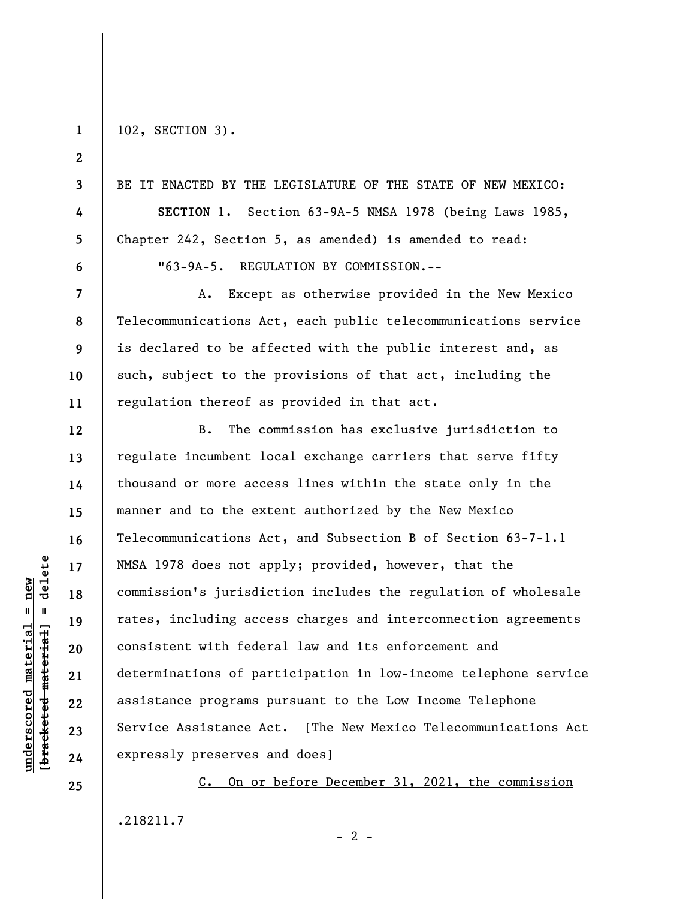102, SECTION 3).

BE IT ENACTED BY THE LEGISLATURE OF THE STATE OF NEW MEXICO:

**SECTION 1.** Section 63-9A-5 NMSA 1978 (being Laws 1985, Chapter 242, Section 5, as amended) is amended to read:

"63-9A-5. REGULATION BY COMMISSION.--

A. Except as otherwise provided in the New Mexico Telecommunications Act, each public telecommunications service is declared to be affected with the public interest and, as such, subject to the provisions of that act, including the regulation thereof as provided in that act.

B. The commission has exclusive jurisdiction to regulate incumbent local exchange carriers that serve fifty thousand or more access lines within the state only in the manner and to the extent authorized by the New Mexico Telecommunications Act, and Subsection B of Section 63-7-1.1 NMSA 1978 does not apply; provided, however, that the commission's jurisdiction includes the regulation of wholesale rates, including access charges and interconnection agreements consistent with federal law and its enforcement and determinations of participation in low-income telephone service assistance programs pursuant to the Low Income Telephone Service Assistance Act. [~~The New Mexico Telecommunications Act expressly preserves and does~~]

<u>C. On or before December 31, 2021, the commission</u>

.218211.7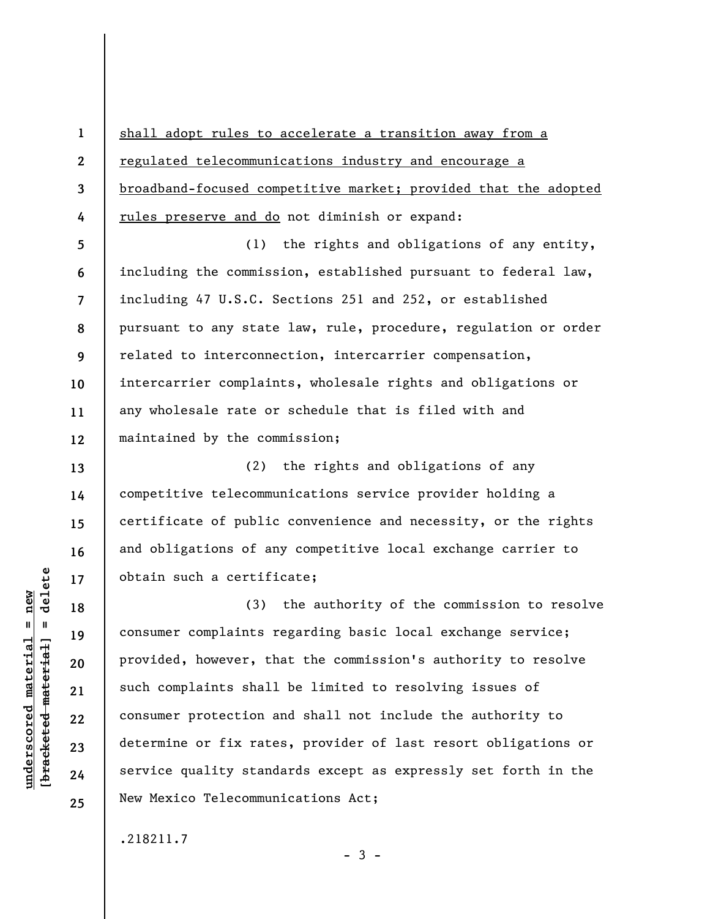shall adopt rules to accelerate a transition away from a regulated telecommunications industry and encourage a broadband-focused competitive market; provided that the adopted rules preserve and do not diminish or expand:

(1) the rights and obligations of any entity, including the commission, established pursuant to federal law, including 47 U.S.C. Sections 251 and 252, or established pursuant to any state law, rule, procedure, regulation or order related to interconnection, intercarrier compensation, intercarrier complaints, wholesale rights and obligations or any wholesale rate or schedule that is filed with and maintained by the commission;

(2) the rights and obligations of any competitive telecommunications service provider holding a certificate of public convenience and necessity, or the rights and obligations of any competitive local exchange carrier to obtain such a certificate;

(3) the authority of the commission to resolve consumer complaints regarding basic local exchange service; provided, however, that the commission's authority to resolve such complaints shall be limited to resolving issues of consumer protection and shall not include the authority to determine or fix rates, provider of last resort obligations or service quality standards except as expressly set forth in the New Mexico Telecommunications Act;

.218211.7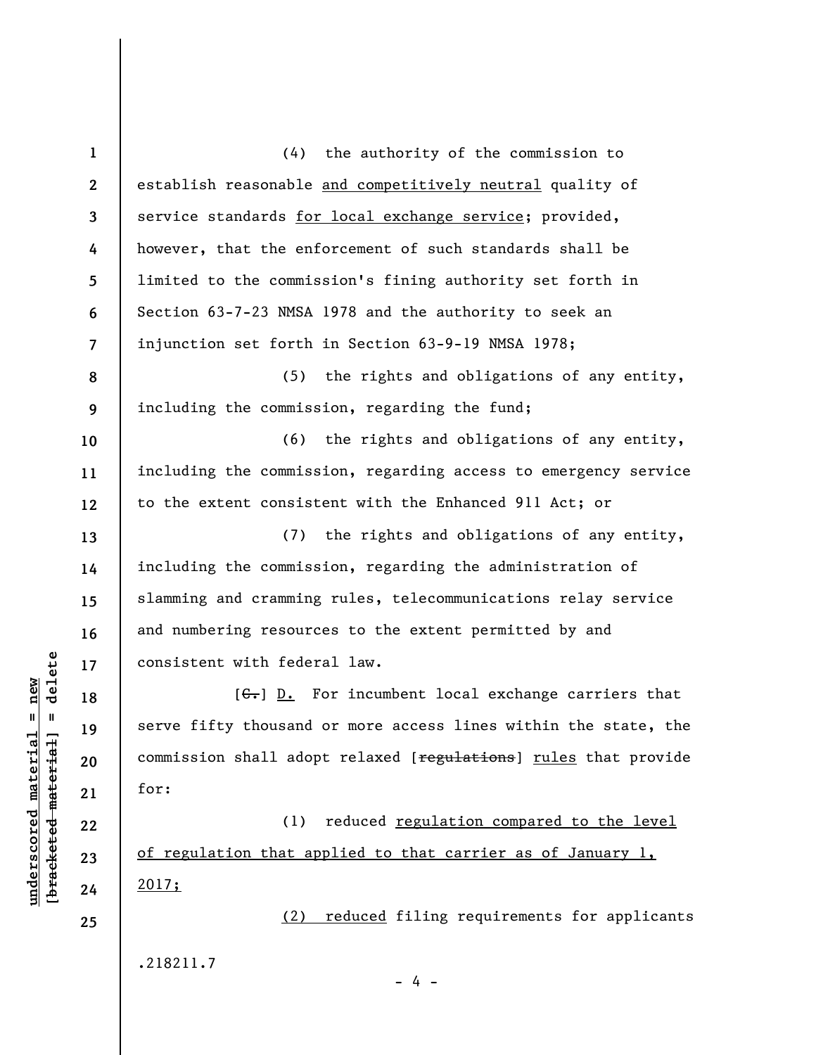(4) the authority of the commission to establish reasonable <u>and competitively neutral</u> quality of service standards <u>for local exchange service</u>; provided, however, that the enforcement of such standards shall be limited to the commission's fining authority set forth in Section 63-7-23 NMSA 1978 and the authority to seek an injunction set forth in Section 63-9-19 NMSA 1978;

(5) the rights and obligations of any entity, including the commission, regarding the fund;

(6) the rights and obligations of any entity, including the commission, regarding access to emergency service to the extent consistent with the Enhanced 911 Act; or

(7) the rights and obligations of any entity, including the commission, regarding the administration of slamming and cramming rules, telecommunications relay service and numbering resources to the extent permitted by and consistent with federal law.

[~~C.~~] <u>D.</u> For incumbent local exchange carriers that serve fifty thousand or more access lines within the state, the commission shall adopt relaxed [~~regulations~~] <u>rules</u> that provide for:

(1) reduced <u>regulation compared to the level of regulation that applied to that carrier as of January 1, 2017;</u>

<u>(2) reduced</u> filing requirements for applicants

.218211.7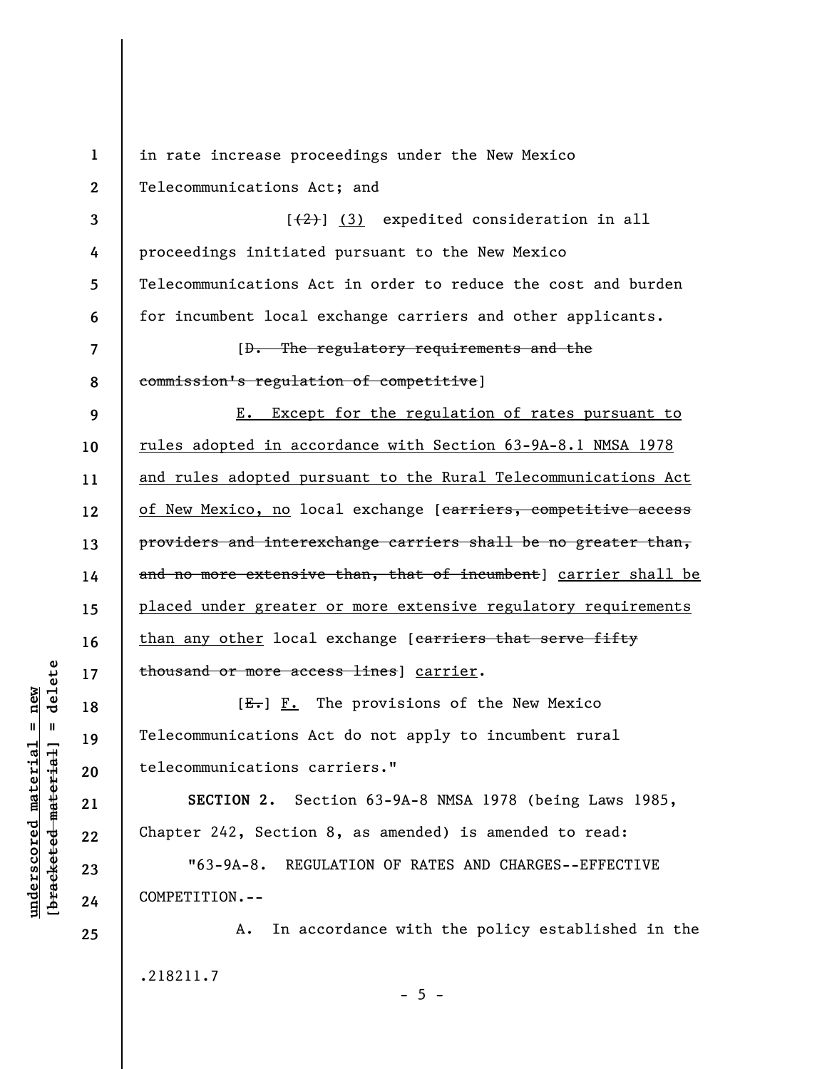in rate increase proceedings under the New Mexico Telecommunications Act; and

[~~(2)~~] <u>(3)</u> expedited consideration in all proceedings initiated pursuant to the New Mexico Telecommunications Act in order to reduce the cost and burden for incumbent local exchange carriers and other applicants.

[~~D. The regulatory requirements and the commission's regulation of competitive~~]

<u>E. Except for the regulation of rates pursuant to rules adopted in accordance with Section 63-9A-8.1 NMSA 1978 and rules adopted pursuant to the Rural Telecommunications Act of New Mexico, no</u> local exchange [~~carriers, competitive access providers and interexchange carriers shall be no greater than, and no more extensive than, that of incumbent~~] <u>carrier shall be placed under greater or more extensive regulatory requirements than any other</u> local exchange [~~carriers that serve fifty thousand or more access lines~~] <u>carrier</u>.

[~~E.~~] <u>F.</u> The provisions of the New Mexico Telecommunications Act do not apply to incumbent rural telecommunications carriers."

**SECTION 2.** Section 63-9A-8 NMSA 1978 (being Laws 1985, Chapter 242, Section 8, as amended) is amended to read:

"63-9A-8. REGULATION OF RATES AND CHARGES--EFFECTIVE COMPETITION.--

A. In accordance with the policy established in the

.218211.7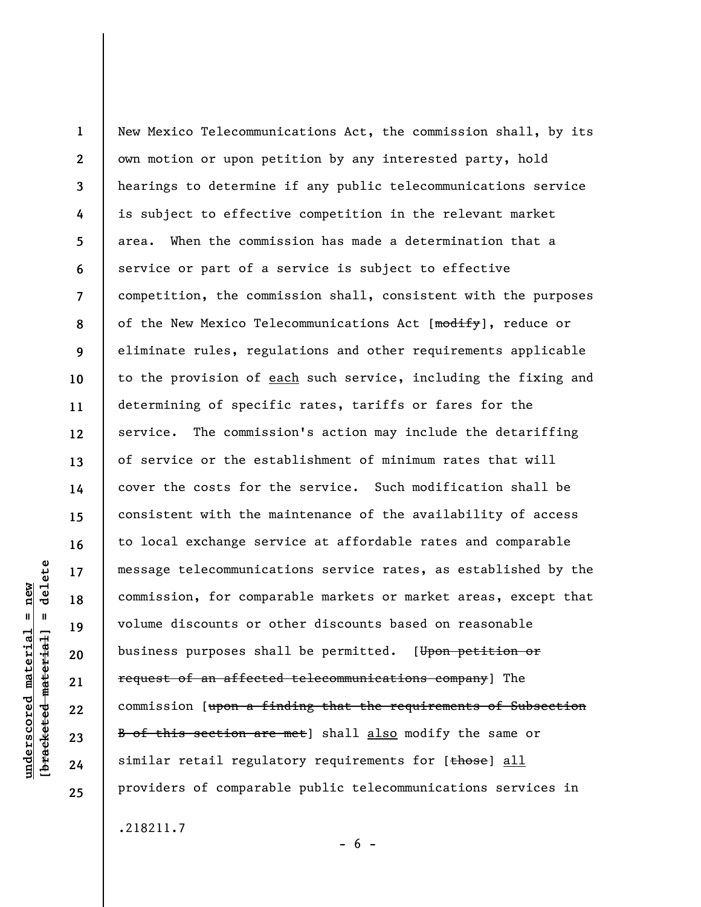New Mexico Telecommunications Act, the commission shall, by its own motion or upon petition by any interested party, hold hearings to determine if any public telecommunications service is subject to effective competition in the relevant market area. When the commission has made a determination that a service or part of a service is subject to effective competition, the commission shall, consistent with the purposes of the New Mexico Telecommunications Act [~~modify~~], reduce or eliminate rules, regulations and other requirements applicable to the provision of <u>each</u> such service, including the fixing and determining of specific rates, tariffs or fares for the service. The commission's action may include the detariffing of service or the establishment of minimum rates that will cover the costs for the service. Such modification shall be consistent with the maintenance of the availability of access to local exchange service at affordable rates and comparable message telecommunications service rates, as established by the commission, for comparable markets or market areas, except that volume discounts or other discounts based on reasonable business purposes shall be permitted. [~~Upon petition or request of an affected telecommunications company~~] The commission [~~upon a finding that the requirements of Subsection B of this section are met~~] shall <u>also</u> modify the same or similar retail regulatory requirements for [~~those~~] <u>all</u> providers of comparable public telecommunications services in

.218211.7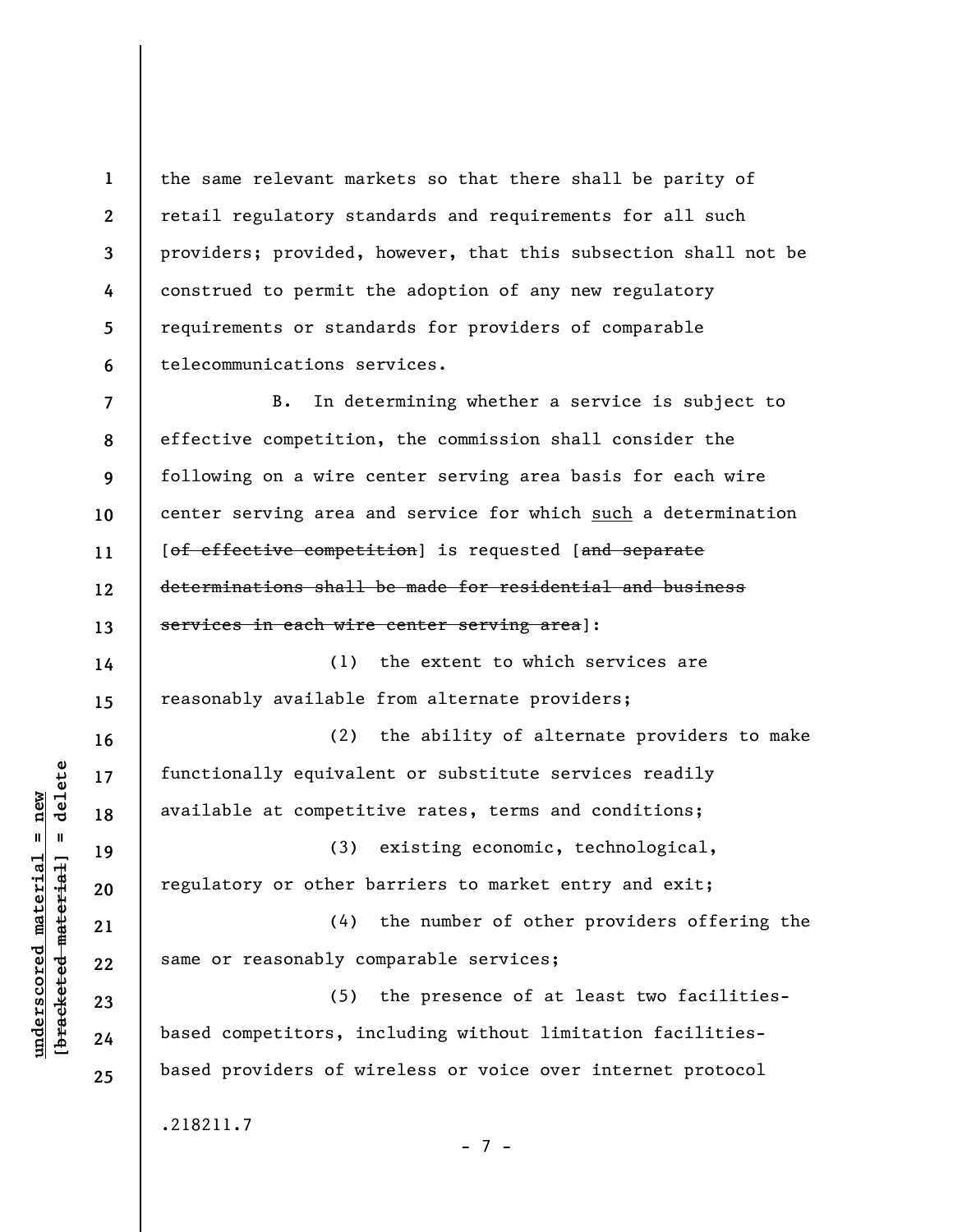the same relevant markets so that there shall be parity of retail regulatory standards and requirements for all such providers; provided, however, that this subsection shall not be construed to permit the adoption of any new regulatory requirements or standards for providers of comparable telecommunications services.

B. In determining whether a service is subject to effective competition, the commission shall consider the following on a wire center serving area basis for each wire center serving area and service for which <u>such</u> a determination [~~of effective competition~~] is requested [~~and separate determinations shall be made for residential and business services in each wire center serving area~~]:

(1) the extent to which services are reasonably available from alternate providers;

(2) the ability of alternate providers to make functionally equivalent or substitute services readily available at competitive rates, terms and conditions;

(3) existing economic, technological, regulatory or other barriers to market entry and exit;

(4) the number of other providers offering the same or reasonably comparable services;

(5) the presence of at least two facilities-based competitors, including without limitation facilities-based providers of wireless or voice over internet protocol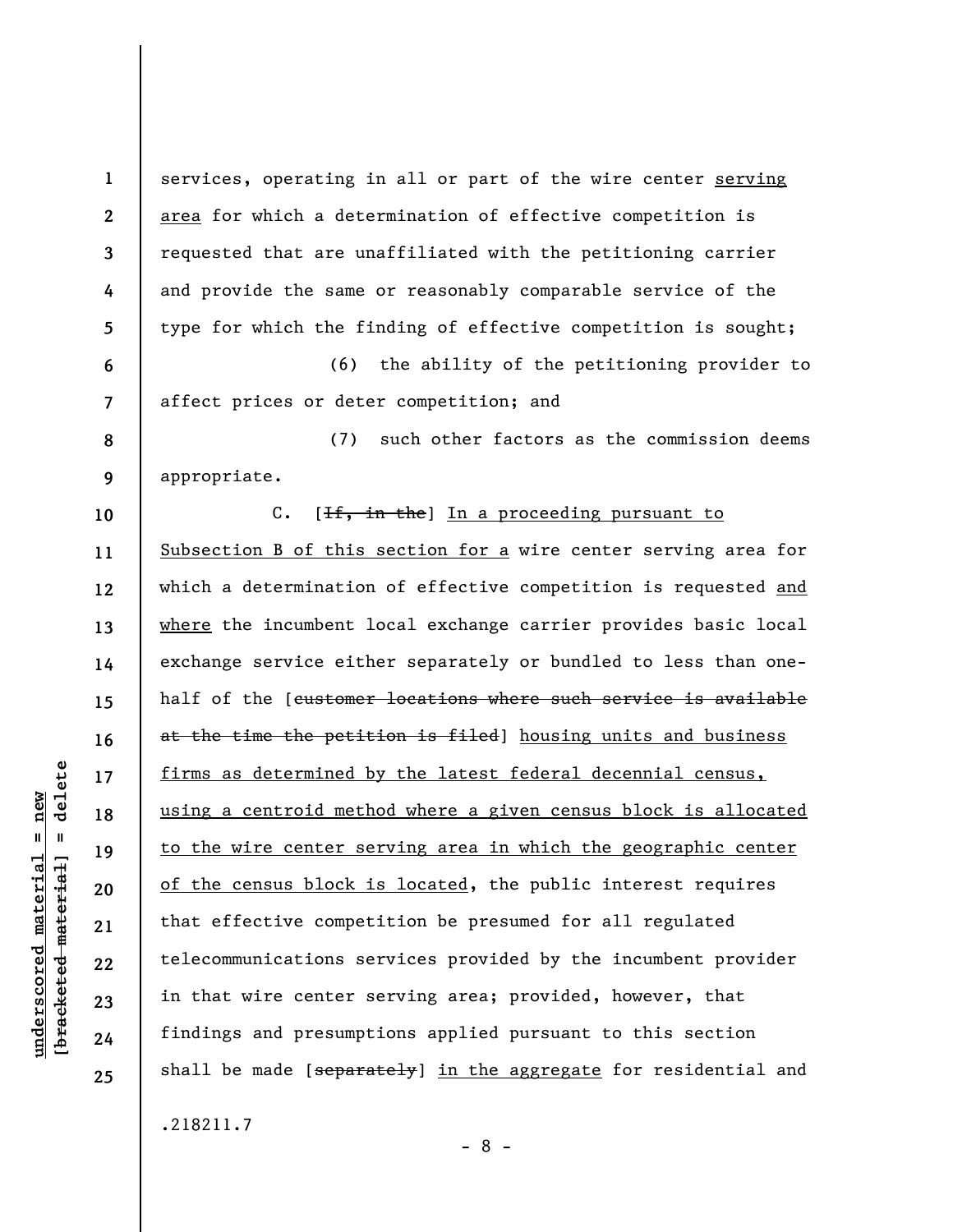services, operating in all or part of the wire center <u>serving area</u> for which a determination of effective competition is requested that are unaffiliated with the petitioning carrier and provide the same or reasonably comparable service of the type for which the finding of effective competition is sought;

(6) the ability of the petitioning provider to affect prices or deter competition; and

(7) such other factors as the commission deems appropriate.

C. [~~If, in the~~] <u>In a proceeding pursuant to Subsection B of this section for a</u> wire center serving area for which a determination of effective competition is requested <u>and where</u> the incumbent local exchange carrier provides basic local exchange service either separately or bundled to less than one-half of the [~~customer locations where such service is available at the time the petition is filed~~] <u>housing units and business firms as determined by the latest federal decennial census, using a centroid method where a given census block is allocated to the wire center serving area in which the geographic center of the census block is located</u>, the public interest requires that effective competition be presumed for all regulated telecommunications services provided by the incumbent provider in that wire center serving area; provided, however, that findings and presumptions applied pursuant to this section shall be made [~~separately~~] <u>in the aggregate</u> for residential and

.218211.7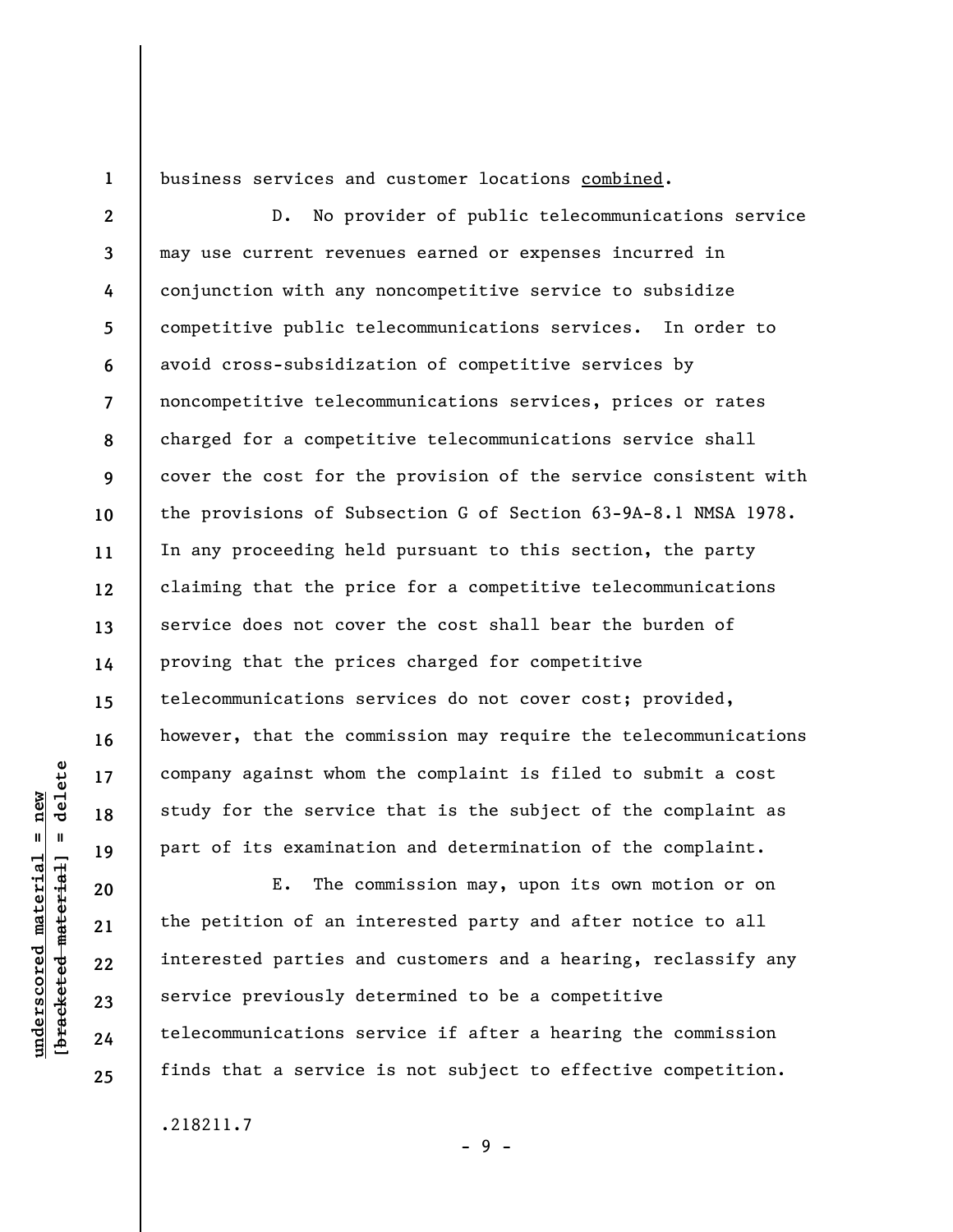business services and customer locations <u>combined</u>.

D. No provider of public telecommunications service may use current revenues earned or expenses incurred in conjunction with any noncompetitive service to subsidize competitive public telecommunications services. In order to avoid cross-subsidization of competitive services by noncompetitive telecommunications services, prices or rates charged for a competitive telecommunications service shall cover the cost for the provision of the service consistent with the provisions of Subsection G of Section 63-9A-8.1 NMSA 1978. In any proceeding held pursuant to this section, the party claiming that the price for a competitive telecommunications service does not cover the cost shall bear the burden of proving that the prices charged for competitive telecommunications services do not cover cost; provided, however, that the commission may require the telecommunications company against whom the complaint is filed to submit a cost study for the service that is the subject of the complaint as part of its examination and determination of the complaint.

E. The commission may, upon its own motion or on the petition of an interested party and after notice to all interested parties and customers and a hearing, reclassify any service previously determined to be a competitive telecommunications service if after a hearing the commission finds that a service is not subject to effective competition.

.218211.7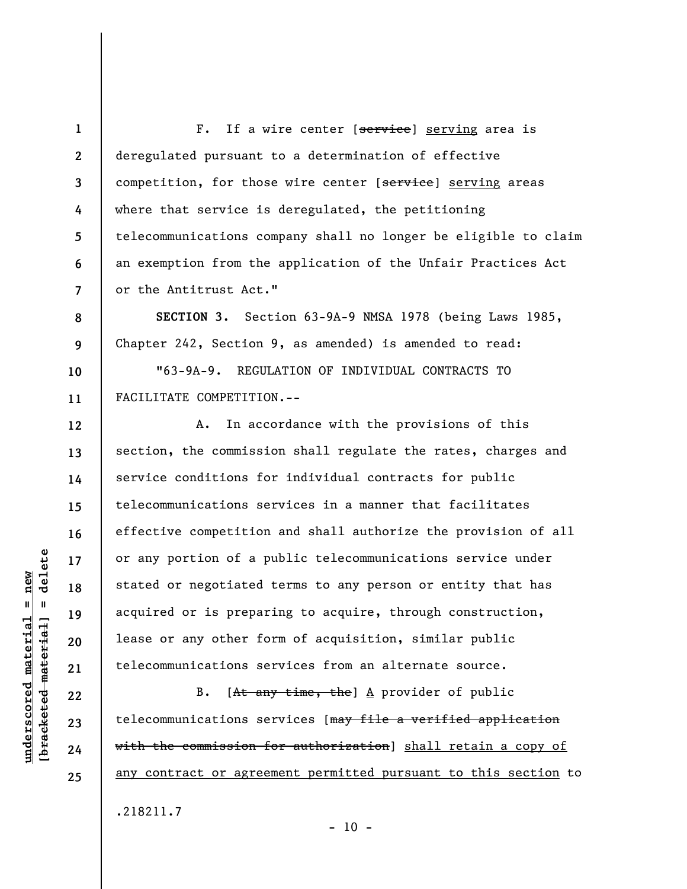F. If a wire center [~~service~~] <u>serving</u> area is deregulated pursuant to a determination of effective competition, for those wire center [~~service~~] <u>serving</u> areas where that service is deregulated, the petitioning telecommunications company shall no longer be eligible to claim an exemption from the application of the Unfair Practices Act or the Antitrust Act."

**SECTION 3.** Section 63-9A-9 NMSA 1978 (being Laws 1985, Chapter 242, Section 9, as amended) is amended to read:

"63-9A-9. REGULATION OF INDIVIDUAL CONTRACTS TO FACILITATE COMPETITION.--

A. In accordance with the provisions of this section, the commission shall regulate the rates, charges and service conditions for individual contracts for public telecommunications services in a manner that facilitates effective competition and shall authorize the provision of all or any portion of a public telecommunications service under stated or negotiated terms to any person or entity that has acquired or is preparing to acquire, through construction, lease or any other form of acquisition, similar public telecommunications services from an alternate source.

B. [~~At any time, the~~] <u>A</u> provider of public telecommunications services [~~may file a verified application with the commission for authorization~~] <u>shall retain a copy of any contract or agreement permitted pursuant to this section</u> to

.218211.7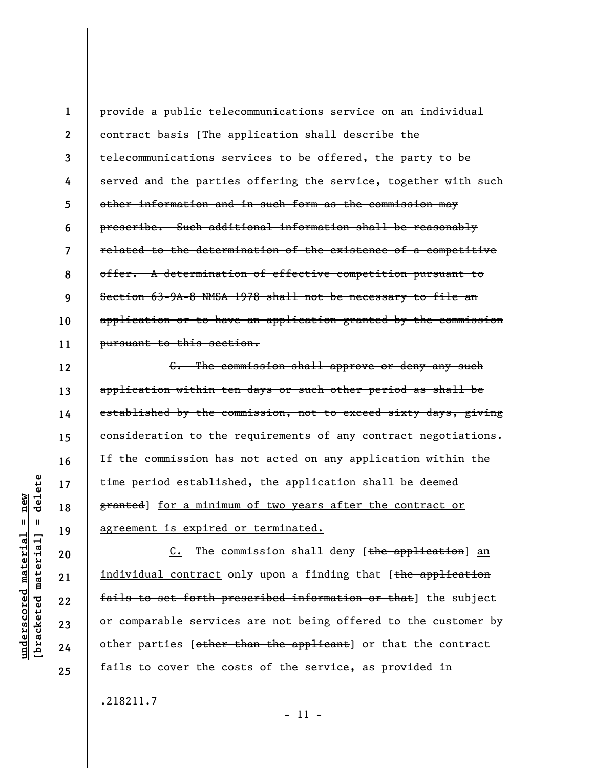provide a public telecommunications service on an individual contract basis [~~The application shall describe the telecommunications services to be offered, the party to be served and the parties offering the service, together with such other information and in such form as the commission may prescribe. Such additional information shall be reasonably related to the determination of the existence of a competitive offer. A determination of effective competition pursuant to Section 63-9A-8 NMSA 1978 shall not be necessary to file an application or to have an application granted by the commission pursuant to this section.~~

~~C. The commission shall approve or deny any such application within ten days or such other period as shall be established by the commission, not to exceed sixty days, giving consideration to the requirements of any contract negotiations. If the commission has not acted on any application within the time period established, the application shall be deemed granted~~] <u>for a minimum of two years after the contract or agreement is expired or terminated.</u>

<u>C.</u> The commission shall deny [~~the application~~] <u>an individual contract</u> only upon a finding that [~~the application fails to set forth prescribed information or that~~] the subject or comparable services are not being offered to the customer by <u>other</u> parties [~~other than the applicant~~] or that the contract fails to cover the costs of the service, as provided in

.218211.7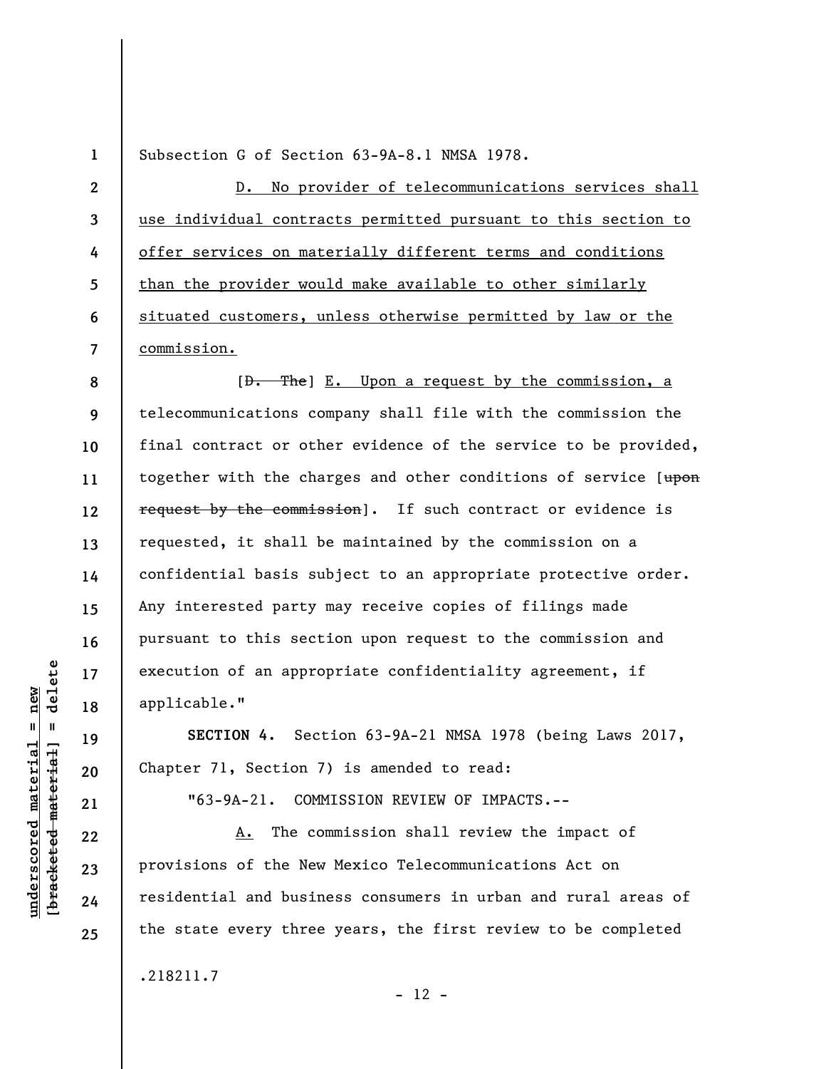Subsection G of Section 63-9A-8.1 NMSA 1978.

<u>D. No provider of telecommunications services shall use individual contracts permitted pursuant to this section to offer services on materially different terms and conditions than the provider would make available to other similarly situated customers, unless otherwise permitted by law or the commission.</u>

[~~D. The~~] <u>E. Upon a request by the commission, a</u> telecommunications company shall file with the commission the final contract or other evidence of the service to be provided, together with the charges and other conditions of service [~~upon request by the commission~~]. If such contract or evidence is requested, it shall be maintained by the commission on a confidential basis subject to an appropriate protective order. Any interested party may receive copies of filings made pursuant to this section upon request to the commission and execution of an appropriate confidentiality agreement, if applicable."

**SECTION 4.** Section 63-9A-21 NMSA 1978 (being Laws 2017, Chapter 71, Section 7) is amended to read:

"63-9A-21. COMMISSION REVIEW OF IMPACTS.--

<u>A.</u> The commission shall review the impact of provisions of the New Mexico Telecommunications Act on residential and business consumers in urban and rural areas of the state every three years, the first review to be completed

.218211.7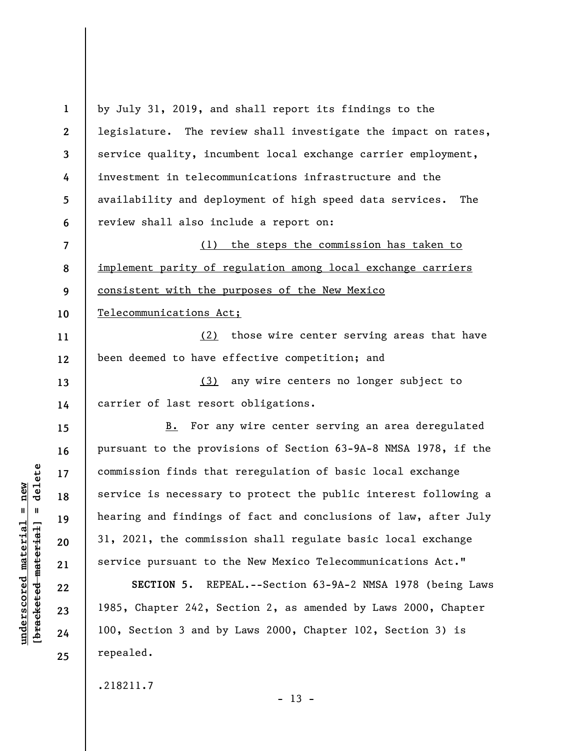by July 31, 2019, and shall report its findings to the legislature. The review shall investigate the impact on rates, service quality, incumbent local exchange carrier employment, investment in telecommunications infrastructure and the availability and deployment of high speed data services. The review shall also include a report on:

(1) the steps the commission has taken to implement parity of regulation among local exchange carriers consistent with the purposes of the New Mexico Telecommunications Act;

(2) those wire center serving areas that have been deemed to have effective competition; and

(3) any wire centers no longer subject to carrier of last resort obligations.

B. For any wire center serving an area deregulated pursuant to the provisions of Section 63-9A-8 NMSA 1978, if the commission finds that reregulation of basic local exchange service is necessary to protect the public interest following a hearing and findings of fact and conclusions of law, after July 31, 2021, the commission shall regulate basic local exchange service pursuant to the New Mexico Telecommunications Act."

**SECTION 5.** REPEAL.--Section 63-9A-2 NMSA 1978 (being Laws 1985, Chapter 242, Section 2, as amended by Laws 2000, Chapter 100, Section 3 and by Laws 2000, Chapter 102, Section 3) is repealed.

.218211.7